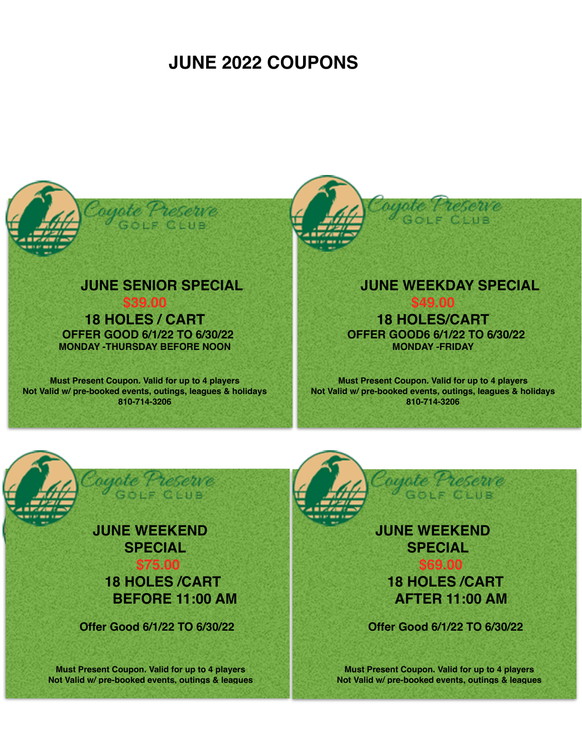# JUNE 2022 COUPONS

Coyote Preserve GOLF CLUB

**JUNE SENIOR SPECIAL**

**$39.00**

**18 HOLES / CART**

**OFFER GOOD 6/1/22 TO 6/30/22**

**MONDAY -THURSDAY BEFORE NOON**

Must Present Coupon. Valid for up to 4 players
Not Valid w/ pre-booked events, outings, leagues & holidays
810-714-3206

Coyote Preserve GOLF CLUB

**JUNE WEEKDAY SPECIAL**

**$49.00**

**18 HOLES/CART**

**OFFER GOOD6 6/1/22 TO 6/30/22**

**MONDAY -FRIDAY**

Must Present Coupon. Valid for up to 4 players
Not Valid w/ pre-booked events, outings, leagues & holidays
810-714-3206

Coyote Preserve GOLF CLUB

**JUNE WEEKEND SPECIAL**

**$75.00**

**18 HOLES /CART**

**BEFORE 11:00 AM**

**Offer Good 6/1/22 TO 6/30/22**

Must Present Coupon. Valid for up to 4 players
Not Valid w/ pre-booked events, outings & leagues

Coyote Preserve GOLF CLUB

**JUNE WEEKEND SPECIAL**

**$69.00**

**18 HOLES /CART**

**AFTER 11:00 AM**

**Offer Good 6/1/22 TO 6/30/22**

Must Present Coupon. Valid for up to 4 players
Not Valid w/ pre-booked events, outings & leagues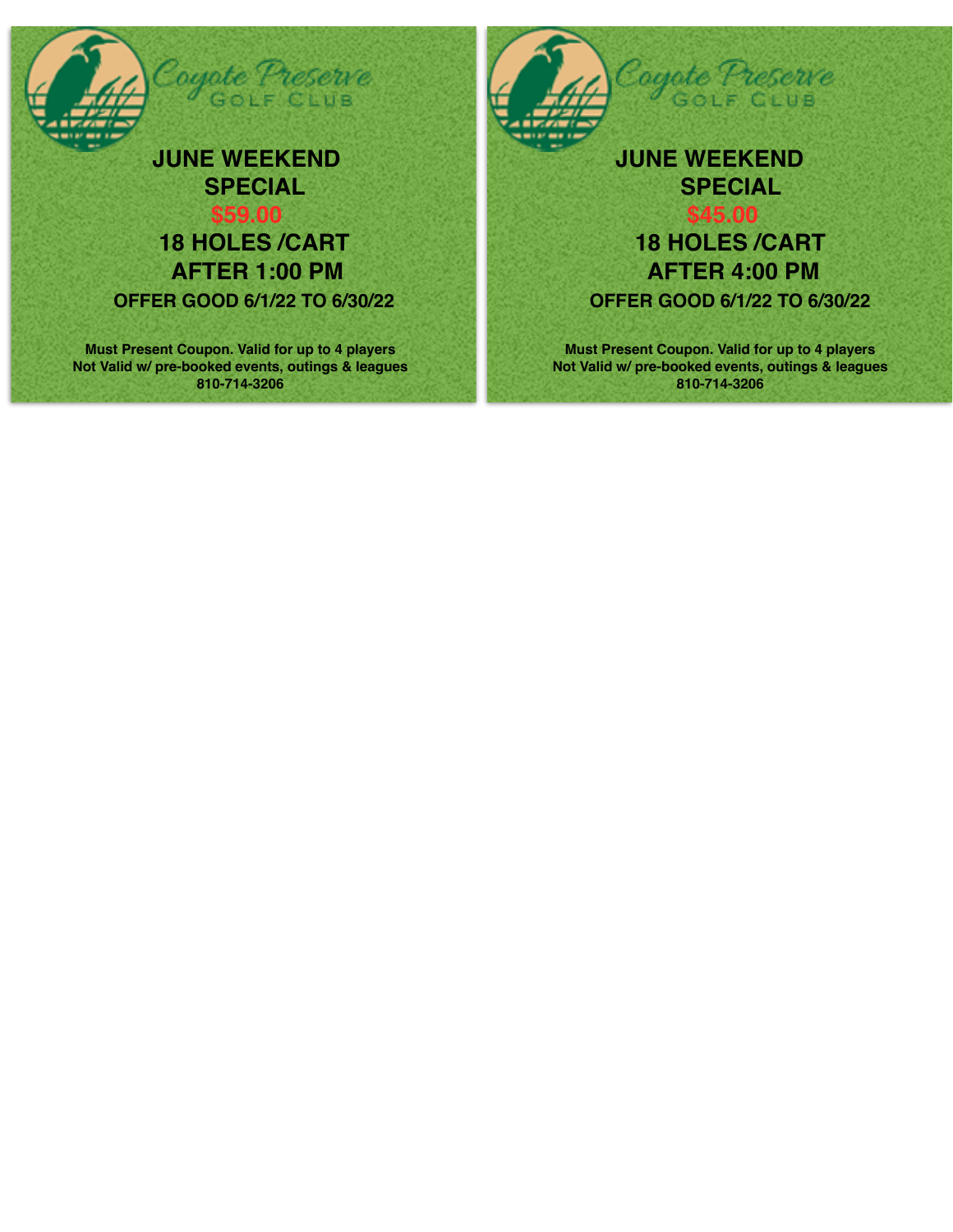Coyote Preserve
GOLF CLUB

**JUNE WEEKEND SPECIAL**

**$59.00**

**18 HOLES /CART**

**AFTER 1:00 PM**

**OFFER GOOD 6/1/22 TO 6/30/22**

**Must Present Coupon. Valid for up to 4 players**
**Not Valid w/ pre-booked events, outings & leagues**
**810-714-3206**

---

Coyote Preserve
GOLF CLUB

**JUNE WEEKEND SPECIAL**

**$45.00**

**18 HOLES /CART**

**AFTER 4:00 PM**

**OFFER GOOD 6/1/22 TO 6/30/22**

**Must Present Coupon. Valid for up to 4 players**
**Not Valid w/ pre-booked events, outings & leagues**
**810-714-3206**